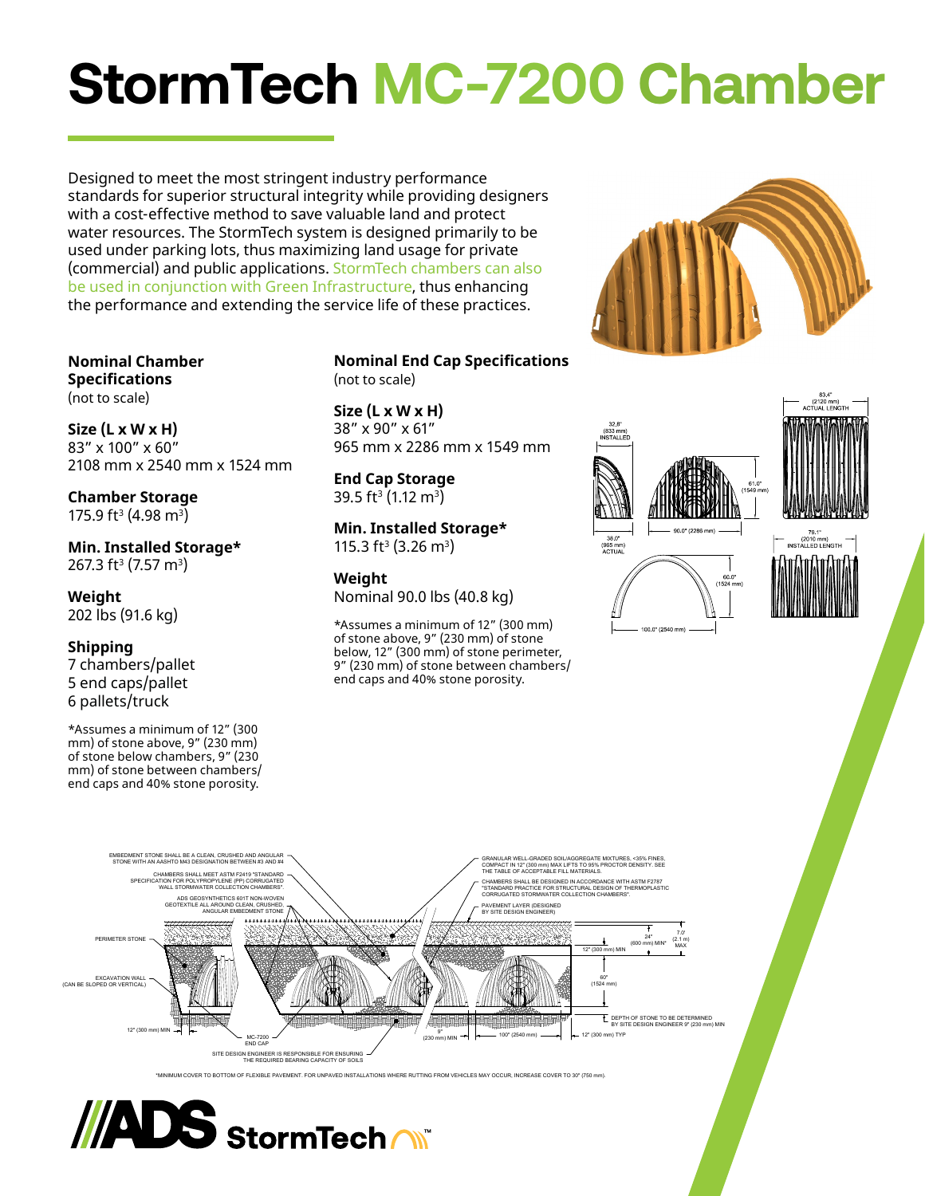# StormTech MC-7200 Chamber

Designed to meet the most stringent industry performance standards for superior structural integrity while providing designers with a cost-effective method to save valuable land and protect water resources. The StormTech system is designed primarily to be used under parking lots, thus maximizing land usage for private (commercial) and public applications. StormTech chambers can also be used in conjunction with Green Infrastructure, thus enhancing the performance and extending the service life of these practices.

## Nominal Chamber Specifications

(not to scale)

**Size (L x W x H)**
83" x 100" x 60"
2108 mm x 2540 mm x 1524 mm

**Chamber Storage**
175.9 $ft^3$ (4.98 $m^3$)

**Min. Installed Storage***
267.3 $ft^3$ (7.57 $m^3$)

**Weight**
202 lbs (91.6 kg)

**Shipping**
7 chambers/pallet
5 end caps/pallet
6 pallets/truck

*Assumes a minimum of 12" (300 mm) of stone above, 9" (230 mm) of stone below chambers, 9" (230 mm) of stone between chambers/end caps and 40% stone porosity.

## Nominal End Cap Specifications

(not to scale)

**Size (L x W x H)**
38" x 90" x 61"
965 mm x 2286 mm x 1549 mm

**End Cap Storage**
39.5 $ft^3$ (1.12 $m^3$)

**Min. Installed Storage***
115.3 $ft^3$ (3.26 $m^3$)

**Weight**
Nominal 90.0 lbs (40.8 kg)

*Assumes a minimum of 12" (300 mm) of stone above, 9" (230 mm) of stone below, 12" (300 mm) of stone perimeter, 9" (230 mm) of stone between chambers/end caps and 40% stone porosity.

32.8" (833 mm) INSTALLED
38.0" (965 mm) ACTUAL
90.0" (2286 mm)
61.0" (1549 mm)
83.4" (2120 mm) ACTUAL LENGTH
79.1" (2010 mm) INSTALLED LENGTH
60.0" (1524 mm)
100.0" (2540 mm)

EMBEDMENT STONE SHALL BE A CLEAN, CRUSHED AND ANGULAR STONE WITH AN AASHTO M43 DESIGNATION BETWEEN #3 AND #4

CHAMBERS SHALL MEET ASTM F2419 "STANDARD SPECIFICATION FOR POLYPROPYLENE (PP) CORRUGATED WALL STORMWATER COLLECTION CHAMBERS".

ADS GEOSYNTHETICS 601T NON-WOVEN GEOTEXTILE ALL AROUND CLEAN, CRUSHED, ANGULAR EMBEDMENT STONE

GRANULAR WELL-GRADED SOIL/AGGREGATE MIXTURES, <35% FINES, COMPACT IN 12" (300 mm) MAX LIFTS TO 95% PROCTOR DENSITY. SEE THE TABLE OF ACCEPTABLE FILL MATERIALS.

CHAMBERS SHALL BE DESIGNED IN ACCORDANCE WITH ASTM F2787 "STANDARD PRACTICE FOR STRUCTURAL DESIGN OF THERMOPLASTIC CORRUGATED STORMWATER COLLECTION CHAMBERS".

PAVEMENT LAYER (DESIGNED BY SITE DESIGN ENGINEER)

PERIMETER STONE

EXCAVATION WALL (CAN BE SLOPED OR VERTICAL)

24" (600 mm) MIN*
7.0' (2.1 m) MAX
12" (300 mm) MIN
60" (1524 mm)
DEPTH OF STONE TO BE DETERMINED BY SITE DESIGN ENGINEER 9" (230 mm) MIN
12" (300 mm) MIN
MC-7200 END CAP
9" (230 mm) MIN
100" (2540 mm)
12" (300 mm) TYP

SITE DESIGN ENGINEER IS RESPONSIBLE FOR ENSURING THE REQUIRED BEARING CAPACITY OF SOILS

*MINIMUM COVER TO BOTTOM OF FLEXIBLE PAVEMENT. FOR UNPAVED INSTALLATIONS WHERE RUTTING FROM VEHICLES MAY OCCUR, INCREASE COVER TO 30" (750 mm).

ADS StormTech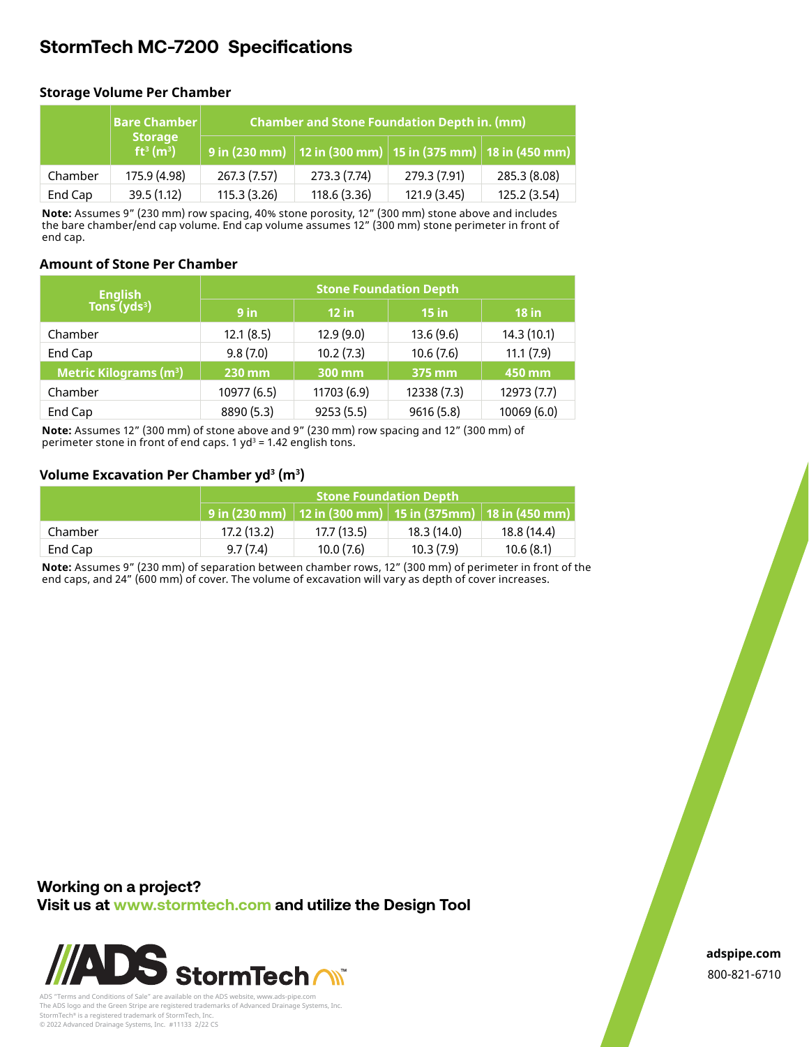# StormTech MC-7200 Specifications

### Storage Volume Per Chamber

| | Bare Chamber Storage ft$^3$ (m$^3$) | Chamber and Stone Foundation Depth in. (mm) | | | |
|---|---|---|---|---|---|
| | | 9 in (230 mm) | 12 in (300 mm) | 15 in (375 mm) | 18 in (450 mm) |
| Chamber | 175.9 (4.98) | 267.3 (7.57) | 273.3 (7.74) | 279.3 (7.91) | 285.3 (8.08) |
| End Cap | 39.5 (1.12) | 115.3 (3.26) | 118.6 (3.36) | 121.9 (3.45) | 125.2 (3.54) |

**Note:** Assumes 9" (230 mm) row spacing, 40% stone porosity, 12" (300 mm) stone above and includes the bare chamber/end cap volume. End cap volume assumes 12" (300 mm) stone perimeter in front of end cap.

### Amount of Stone Per Chamber

| English Tons (yds$^3$) | Stone Foundation Depth | | | |
|---|---|---|---|---|
| | 9 in | 12 in | 15 in | 18 in |
| Chamber | 12.1 (8.5) | 12.9 (9.0) | 13.6 (9.6) | 14.3 (10.1) |
| End Cap | 9.8 (7.0) | 10.2 (7.3) | 10.6 (7.6) | 11.1 (7.9) |
| **Metric Kilograms (m$^3$)** | **230 mm** | **300 mm** | **375 mm** | **450 mm** |
| Chamber | 10977 (6.5) | 11703 (6.9) | 12338 (7.3) | 12973 (7.7) |
| End Cap | 8890 (5.3) | 9253 (5.5) | 9616 (5.8) | 10069 (6.0) |

**Note:** Assumes 12" (300 mm) of stone above and 9" (230 mm) row spacing and 12" (300 mm) of perimeter stone in front of end caps. 1 yd$^3$ = 1.42 english tons.

### Volume Excavation Per Chamber yd$^3$ (m$^3$)

| | Stone Foundation Depth | | | |
|---|---|---|---|---|
| | 9 in (230 mm) | 12 in (300 mm) | 15 in (375mm) | 18 in (450 mm) |
| Chamber | 17.2 (13.2) | 17.7 (13.5) | 18.3 (14.0) | 18.8 (14.4) |
| End Cap | 9.7 (7.4) | 10.0 (7.6) | 10.3 (7.9) | 10.6 (8.1) |

**Note:** Assumes 9" (230 mm) of separation between chamber rows, 12" (300 mm) of perimeter in front of the end caps, and 24" (600 mm) of cover. The volume of excavation will vary as depth of cover increases.

**Working on a project?**
**Visit us at www.stormtech.com and utilize the Design Tool**

ADS StormTech

ADS "Terms and Conditions of Sale" are available on the ADS website, www.ads-pipe.com
The ADS logo and the Green Stripe are registered trademarks of Advanced Drainage Systems, Inc.
StormTech® is a registered trademark of StormTech, Inc.
© 2022 Advanced Drainage Systems, Inc. #11133 2/22 CS

**adspipe.com**
800-821-6710